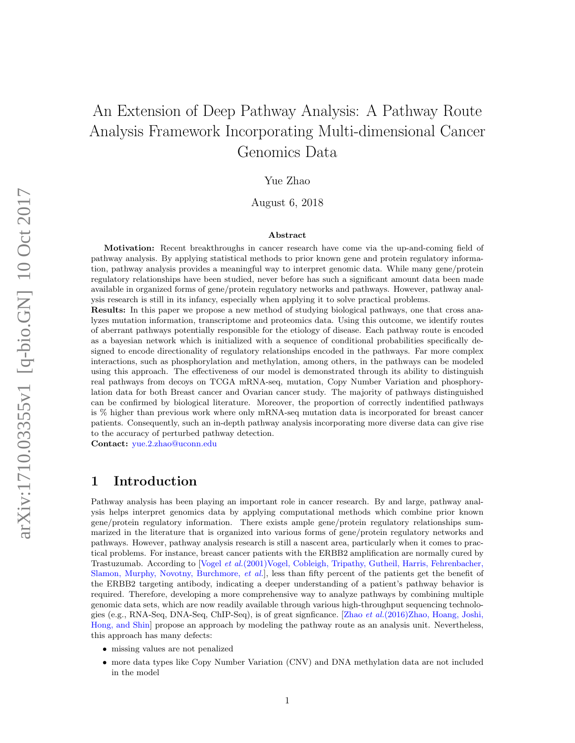# An Extension of Deep Pathway Analysis: A Pathway Route Analysis Framework Incorporating Multi-dimensional Cancer Genomics Data

Yue Zhao

August 6, 2018

### Abstract

**Motivation:** Recent breakthroughs in cancer research have come via the up-and-coming field of pathway analysis. By applying statistical methods to prior known gene and protein regulatory information, pathway analysis provides a meaningful way to interpret genomic data. While many gene/protein regulatory relationships have been studied, never before has such a significant amount data been made available in organized forms of gene/protein regulatory networks and pathways. However, pathway analysis research is still in its infancy, especially when applying it to solve practical problems.

**Results:** In this paper we propose a new method of studying biological pathways, one that cross analyzes mutation information, transcriptome and proteomics data. Using this outcome, we identify routes of aberrant pathways potentially responsible for the etiology of disease. Each pathway route is encoded as a bayesian network which is initialized with a sequence of conditional probabilities specifically designed to encode directionality of regulatory relationships encoded in the pathways. Far more complex interactions, such as phosphorylation and methylation, among others, in the pathways can be modeled using this approach. The effectiveness of our model is demonstrated through its ability to distinguish real pathways from decoys on TCGA mRNA-seq, mutation, Copy Number Variation and phosphorylation data for both Breast cancer and Ovarian cancer study. The majority of pathways distinguished can be confirmed by biological literature. Moreover, the proportion of correctly indentified pathways is % higher than previous work where only mRNA-seq mutation data is incorporated for breast cancer patients. Consequently, such an in-depth pathway analysis incorporating more diverse data can give rise to the accuracy of perturbed pathway detection.

**Contact:** yue.2.zhao@uconn.edu

## 1 Introduction

Pathway analysis has been playing an important role in cancer research. By and large, pathway analysis helps interpret genomics data by applying computational methods which combine prior known gene/protein regulatory information. There exists ample gene/protein regulatory relationships summarized in the literature that is organized into various forms of gene/protein regulatory networks and pathways. However, pathway analysis research is still a nascent area, particularly when it comes to practical problems. For instance, breast cancer patients with the ERBB2 amplification are normally cured by Trastuzumab. According to [Vogel *et al.*(2001)Vogel, Cobleigh, Tripathy, Gutheil, Harris, Fehrenbacher, Slamon, Murphy, Novotny, Burchmore, *et al.*], less than fifty percent of the patients get the benefit of the ERBB2 targeting antibody, indicating a deeper understanding of a patient's pathway behavior is required. Therefore, developing a more comprehensive way to analyze pathways by combining multiple genomic data sets, which are now readily available through various high-throughput sequencing technologies (e.g., RNA-Seq, DNA-Seq, ChIP-Seq), is of great signficance. [Zhao *et al.*(2016)Zhao, Hoang, Joshi, Hong, and Shin] propose an approach by modeling the pathway route as an analysis unit. Nevertheless, this approach has many defects:

- missing values are not penalized
- more data types like Copy Number Variation (CNV) and DNA methylation data are not included in the model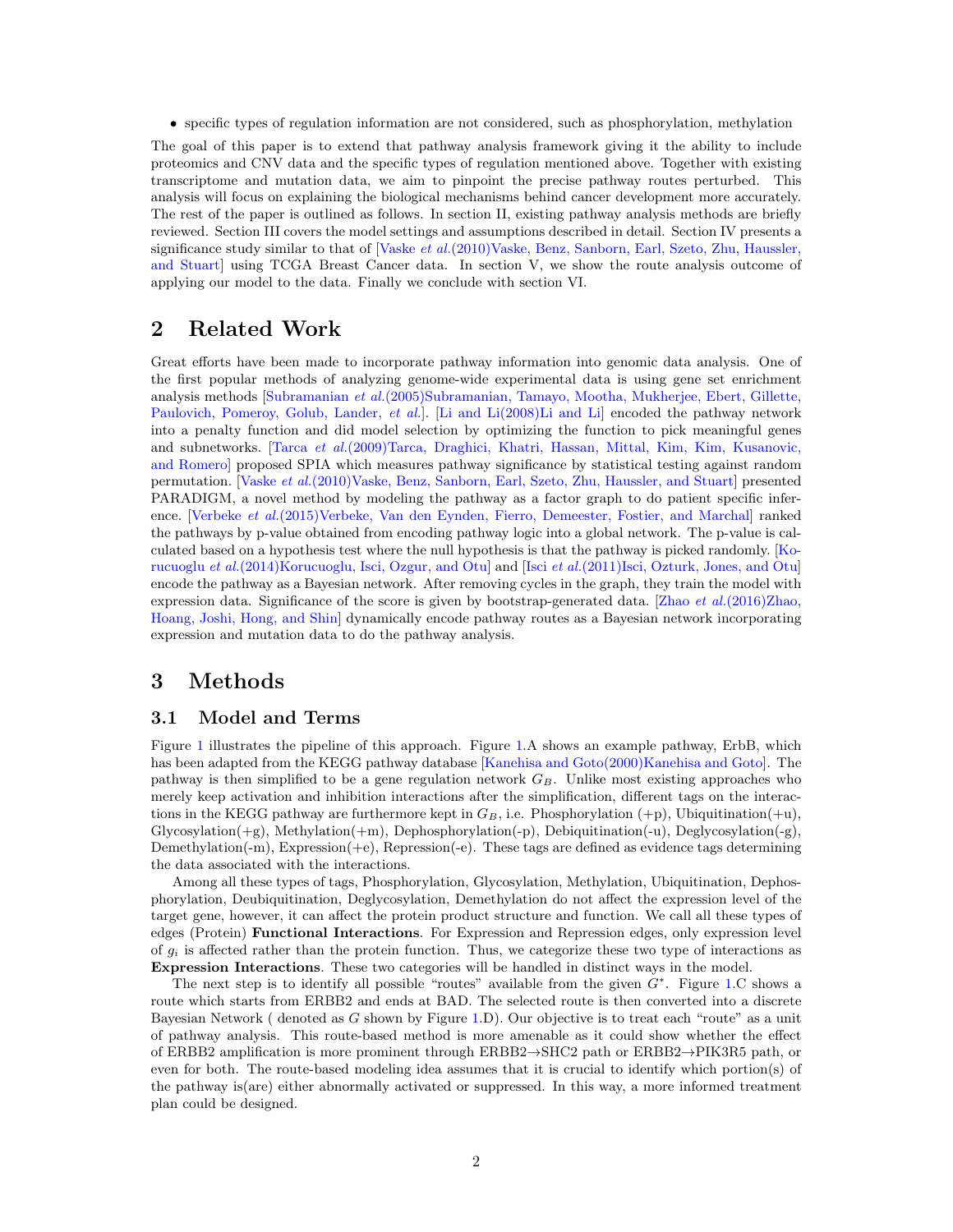- specific types of regulation information are not considered, such as phosphorylation, methylation

The goal of this paper is to extend that pathway analysis framework giving it the ability to include proteomics and CNV data and the specific types of regulation mentioned above. Together with existing transcriptome and mutation data, we aim to pinpoint the precise pathway routes perturbed. This analysis will focus on explaining the biological mechanisms behind cancer development more accurately. The rest of the paper is outlined as follows. In section II, existing pathway analysis methods are briefly reviewed. Section III covers the model settings and assumptions described in detail. Section IV presents a significance study similar to that of [Vaske *et al.*(2010)Vaske, Benz, Sanborn, Earl, Szeto, Zhu, Haussler, and Stuart] using TCGA Breast Cancer data. In section V, we show the route analysis outcome of applying our model to the data. Finally we conclude with section VI.

# 2 Related Work

Great efforts have been made to incorporate pathway information into genomic data analysis. One of the first popular methods of analyzing genome-wide experimental data is using gene set enrichment analysis methods [Subramanian *et al.*(2005)Subramanian, Tamayo, Mootha, Mukherjee, Ebert, Gillette, Paulovich, Pomeroy, Golub, Lander, *et al.*]. [Li and Li(2008)Li and Li] encoded the pathway network into a penalty function and did model selection by optimizing the function to pick meaningful genes and subnetworks. [Tarca *et al.*(2009)Tarca, Draghici, Khatri, Hassan, Mittal, Kim, Kim, Kusanovic, and Romero] proposed SPIA which measures pathway significance by statistical testing against random permutation. [Vaske *et al.*(2010)Vaske, Benz, Sanborn, Earl, Szeto, Zhu, Haussler, and Stuart] presented PARADIGM, a novel method by modeling the pathway as a factor graph to do patient specific inference. [Verbeke *et al.*(2015)Verbeke, Van den Eynden, Fierro, Demeester, Fostier, and Marchal] ranked the pathways by p-value obtained from encoding pathway logic into a global network. The p-value is calculated based on a hypothesis test where the null hypothesis is that the pathway is picked randomly. [Korucuoglu *et al.*(2014)Korucuoglu, Isci, Ozgur, and Otu] and [Isci *et al.*(2011)Isci, Ozturk, Jones, and Otu] encode the pathway as a Bayesian network. After removing cycles in the graph, they train the model with expression data. Significance of the score is given by bootstrap-generated data. [Zhao *et al.*(2016)Zhao, Hoang, Joshi, Hong, and Shin] dynamically encode pathway routes as a Bayesian network incorporating expression and mutation data to do the pathway analysis.

# 3 Methods

## 3.1 Model and Terms

Figure 1 illustrates the pipeline of this approach. Figure 1.A shows an example pathway, ErbB, which has been adapted from the KEGG pathway database [Kanehisa and Goto(2000)Kanehisa and Goto]. The pathway is then simplified to be a gene regulation network $G_B$. Unlike most existing approaches who merely keep activation and inhibition interactions after the simplification, different tags on the interactions in the KEGG pathway are furthermore kept in $G_B$, i.e. Phosphorylation (+p), Ubiquitination(+u), Glycosylation(+g), Methylation(+m), Dephosphorylation(-p), Debiquitination(-u), Deglycosylation(-g), Demethylation(-m), Expression(+e), Repression(-e). These tags are defined as evidence tags determining the data associated with the interactions.

Among all these types of tags, Phosphorylation, Glycosylation, Methylation, Ubiquitination, Dephosphorylation, Deubiquitination, Deglycosylation, Demethylation do not affect the expression level of the target gene, however, it can affect the protein product structure and function. We call all these types of edges (Protein) **Functional Interactions**. For Expression and Repression edges, only expression level of $g_i$ is affected rather than the protein function. Thus, we categorize these two type of interactions as **Expression Interactions**. These two categories will be handled in distinct ways in the model.

The next step is to identify all possible "routes" available from the given $G^*$. Figure 1.C shows a route which starts from ERBB2 and ends at BAD. The selected route is then converted into a discrete Bayesian Network ( denoted as $G$ shown by Figure 1.D). Our objective is to treat each "route" as a unit of pathway analysis. This route-based method is more amenable as it could show whether the effect of ERBB2 amplification is more prominent through ERBB2→SHC2 path or ERBB2→PIK3R5 path, or even for both. The route-based modeling idea assumes that it is crucial to identify which portion(s) of the pathway is(are) either abnormally activated or suppressed. In this way, a more informed treatment plan could be designed.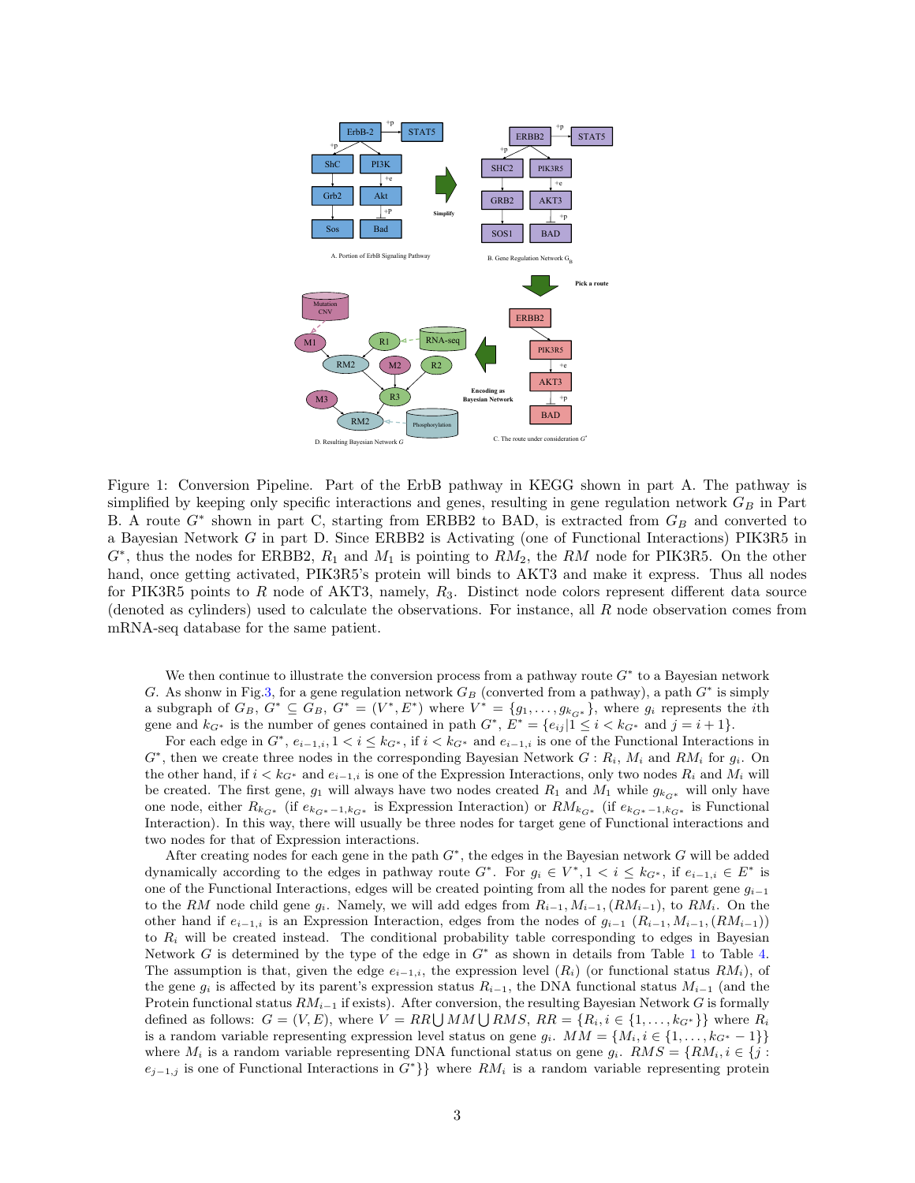A. Portion of ErbB Signaling Pathway

B. Gene Regulation Network $G_B$

Simplify

Pick a route

Encoding as Bayesian Network

C. The route under consideration $G^*$

D. Resulting Bayesian Network $G$

Figure 1: Conversion Pipeline. Part of the ErbB pathway in KEGG shown in part A. The pathway is simplified by keeping only specific interactions and genes, resulting in gene regulation network $G_B$ in Part B. A route $G^*$ shown in part C, starting from ERBB2 to BAD, is extracted from $G_B$ and converted to a Bayesian Network $G$ in part D. Since ERBB2 is Activating (one of Functional Interactions) PIK3R5 in $G^*$, thus the nodes for ERBB2, $R_1$ and $M_1$ is pointing to $RM_2$, the $RM$ node for PIK3R5. On the other hand, once getting activated, PIK3R5's protein will binds to AKT3 and make it express. Thus all nodes for PIK3R5 points to $R$ node of AKT3, namely, $R_3$. Distinct node colors represent different data source (denoted as cylinders) used to calculate the observations. For instance, all $R$ node observation comes from mRNA-seq database for the same patient.

We then continue to illustrate the conversion process from a pathway route $G^*$ to a Bayesian network $G$. As shonw in Fig.3, for a gene regulation network $G_B$ (converted from a pathway), a path $G^*$ is simply a subgraph of $G_B$, $G^* \subseteq G_B$, $G^* = (V^*, E^*)$ where $V^* = \{g_1, \ldots, g_{k_{G^*}}\}$, where $g_i$ represents the $i$th gene and $k_{G^*}$ is the number of genes contained in path $G^*$, $E^* = \{e_{ij} | 1 \leq i < k_{G^*}$ and $j = i + 1\}$.

For each edge in $G^*$, $e_{i-1,i}, 1 < i \leq k_{G^*}$, if $i < k_{G^*}$ and $e_{i-1,i}$ is one of the Functional Interactions in $G^*$, then we create three nodes in the corresponding Bayesian Network $G$ : $R_i$, $M_i$ and $RM_i$ for $g_i$. On the other hand, if $i < k_{G^*}$ and $e_{i-1,i}$ is one of the Expression Interactions, only two nodes $R_i$ and $M_i$ will be created. The first gene, $g_1$ will always have two nodes created $R_1$ and $M_1$ while $g_{k_{G^*}}$ will only have one node, either $R_{k_{G^*}}$ (if $e_{k_{G^*}-1,k_{G^*}}$ is Expression Interaction) or $RM_{k_{G^*}}$ (if $e_{k_{G^*}-1,k_{G^*}}$ is Functional Interaction). In this way, there will usually be three nodes for target gene of Functional interactions and two nodes for that of Expression interactions.

After creating nodes for each gene in the path $G^*$, the edges in the Bayesian network $G$ will be added dynamically according to the edges in pathway route $G^*$. For $g_i \in V^*, 1 < i \leq k_{G^*}$, if $e_{i-1,i} \in E^*$ is one of the Functional Interactions, edges will be created pointing from all the nodes for parent gene $g_{i-1}$ to the $RM$ node child gene $g_i$. Namely, we will add edges from $R_{i-1}, M_{i-1}, (RM_{i-1})$, to $RM_i$. On the other hand if $e_{i-1,i}$ is an Expression Interaction, edges from the nodes of $g_{i-1}$ $(R_{i-1}, M_{i-1}, (RM_{i-1}))$ to $R_i$ will be created instead. The conditional probability table corresponding to edges in Bayesian Network $G$ is determined by the type of the edge in $G^*$ as shown in details from Table 1 to Table 4. The assumption is that, given the edge $e_{i-1,i}$, the expression level ($R_i$) (or functional status $RM_i$), of the gene $g_i$ is affected by its parent's expression status $R_{i-1}$, the DNA functional status $M_{i-1}$ (and the Protein functional status $RM_{i-1}$ if exists). After conversion, the resulting Bayesian Network $G$ is formally defined as follows: $G = (V, E)$, where $V = RR \bigcup MM \bigcup RMS$, $RR = \{R_i, i \in \{1, \ldots, k_{G^*}\}\}$ where $R_i$ is a random variable representing expression level status on gene $g_i$. $MM = \{M_i, i \in \{1, \ldots, k_{G^*} - 1\}\}$ where $M_i$ is a random variable representing DNA functional status on gene $g_i$. $RMS = \{RM_i, i \in \{j : e_{j-1,j}$ is one of Functional Interactions in $G^*\}\}$ where $RM_i$ is a random variable representing protein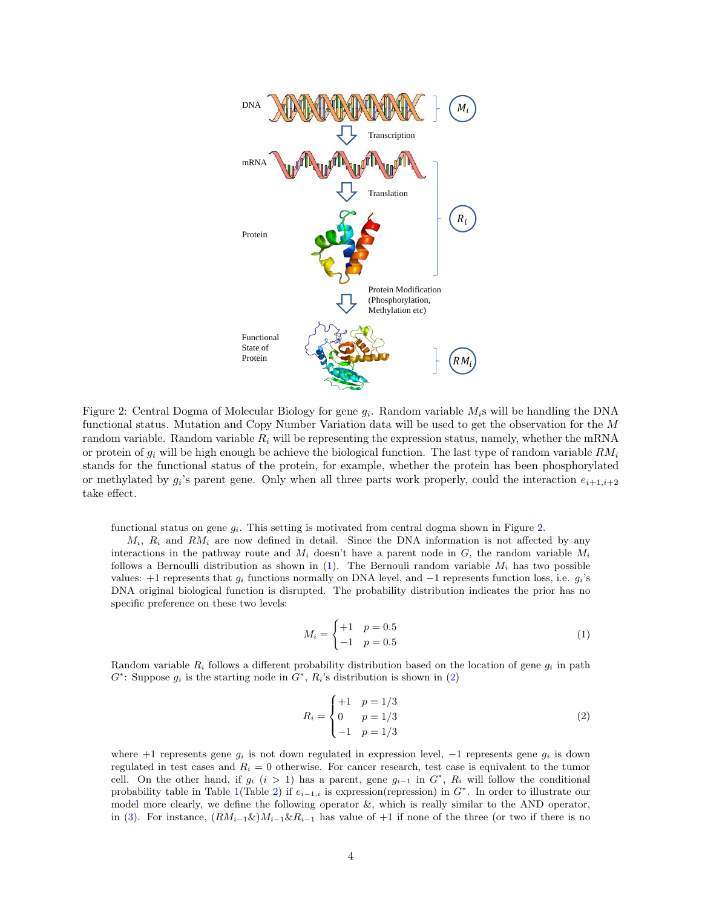DNA

Transcription

mRNA

Translation

Protein

Protein Modification (Phosphorylation, Methylation etc)

Functional State of Protein

$M_i$

$R_i$

$RM_i$

Figure 2: Central Dogma of Molecular Biology for gene $g_i$. Random variable $M_i$s will be handling the DNA functional status. Mutation and Copy Number Variation data will be used to get the observation for the $M$ random variable. Random variable $R_i$ will be representing the expression status, namely, whether the mRNA or protein of $g_i$ will be high enough be achieve the biological function. The last type of random variable $RM_i$ stands for the functional status of the protein, for example, whether the protein has been phosphorylated or methylated by $g_i$'s parent gene. Only when all three parts work properly, could the interaction $e_{i+1,i+2}$ take effect.

functional status on gene $g_i$. This setting is motivated from central dogma shown in Figure 2.

$M_i$, $R_i$ and $RM_i$ are now defined in detail. Since the DNA information is not affected by any interactions in the pathway route and $M_i$ doesn't have a parent node in $G$, the random variable $M_i$ follows a Bernoulli distribution as shown in (1). The Bernouli random variable $M_i$ has two possible values: +1 represents that $g_i$ functions normally on DNA level, and −1 represents function loss, i.e. $g_i$'s DNA original biological function is disrupted. The probability distribution indicates the prior has no specific preference on these two levels:

$$M_i = \begin{cases} +1 & p = 0.5 \\ -1 & p = 0.5 \end{cases} \tag{1}$$

Random variable $R_i$ follows a different probability distribution based on the location of gene $g_i$ in path $G^*$: Suppose $g_i$ is the starting node in $G^*$, $R_i$'s distribution is shown in (2)

$$R_i = \begin{cases} +1 & p = 1/3 \\ 0 & p = 1/3 \\ -1 & p = 1/3 \end{cases} \tag{2}$$

where +1 represents gene $g_i$ is not down regulated in expression level, −1 represents gene $g_i$ is down regulated in test cases and $R_i = 0$ otherwise. For cancer research, test case is equivalent to the tumor cell. On the other hand, if $g_i$ ($i > 1$) has a parent, gene $g_{i-1}$ in $G^*$, $R_i$ will follow the conditional probability table in Table 1(Table 2) if $e_{i-1,i}$ is expression(repression) in $G^*$. In order to illustrate our model more clearly, we define the following operator &, which is really similar to the AND operator, in (3). For instance, $(RM_{i-1}\&)M_{i-1}\&R_{i-1}$ has value of +1 if none of the three (or two if there is no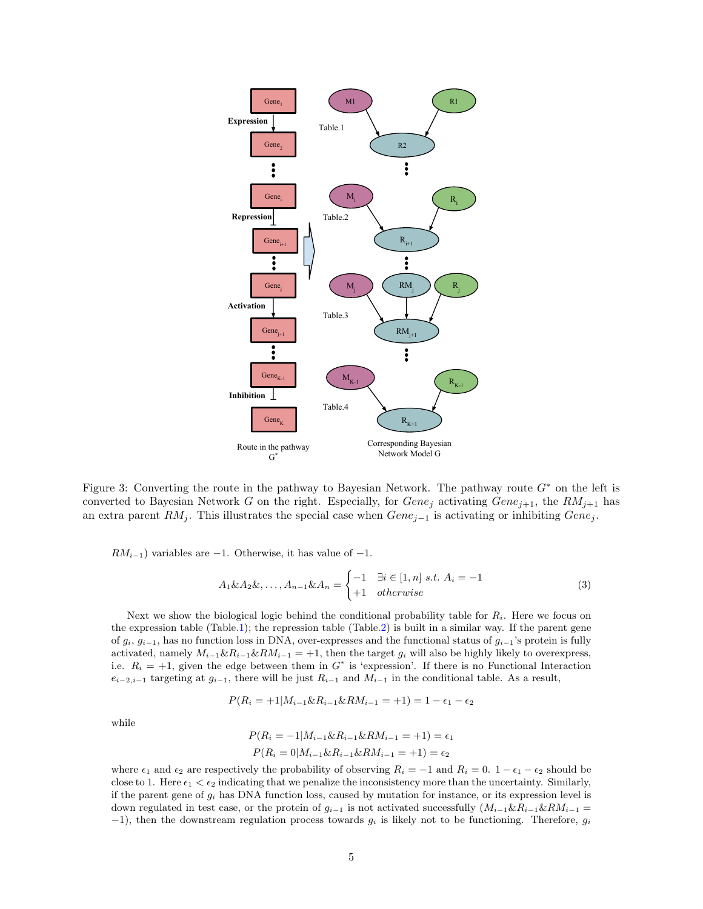Route in the pathway $G^*$

Gene$_1$

Expression

Gene$_2$

Gene$_i$

Repression

Gene$_{i+1}$

Gene$_j$

Activation

Gene$_{j+1}$

Gene$_{K-1}$

Inhibition

Gene$_K$

Corresponding Bayesian Network Model G

M1, R1, R2, Table.1

$M_i$, $R_i$, $R_{i+1}$, Table.2

$M_j$, $RM_j$, $R_j$, $RM_{j+1}$, Table.3

$M_{K-1}$, $R_{K-1}$, $R_{K+1}$, Table.4

Figure 3: Converting the route in the pathway to Bayesian Network. The pathway route $G^*$ on the left is converted to Bayesian Network $G$ on the right. Especially, for $Gene_j$ activating $Gene_{j+1}$, the $RM_{j+1}$ has an extra parent $RM_j$. This illustrates the special case when $Gene_{j-1}$ is activating or inhibiting $Gene_j$.

$RM_{i-1}$) variables are $-1$. Otherwise, it has value of $-1$.

$$A_1 \& A_2 \&, \ldots, A_{n-1} \& A_n = \begin{cases} -1 & \exists i \in [1, n] \ s.t. \ A_i = -1 \\ +1 & otherwise \end{cases} \tag{3}$$

Next we show the biological logic behind the conditional probability table for $R_i$. Here we focus on the expression table (Table.1); the repression table (Table.2) is built in a similar way. If the parent gene of $g_i$, $g_{i-1}$, has no function loss in DNA, over-expresses and the functional status of $g_{i-1}$'s protein is fully activated, namely $M_{i-1} \& R_{i-1} \& RM_{i-1} = +1$, then the target $g_i$ will also be highly likely to overexpress, i.e. $R_i = +1$, given the edge between them in $G^*$ is 'expression'. If there is no Functional Interaction $e_{i-2,i-1}$ targeting at $g_{i-1}$, there will be just $R_{i-1}$ and $M_{i-1}$ in the conditional table. As a result,

$$P(R_i = +1 | M_{i-1} \& R_{i-1} \& RM_{i-1} = +1) = 1 - \epsilon_1 - \epsilon_2$$

while

$$P(R_i = -1 | M_{i-1} \& R_{i-1} \& RM_{i-1} = +1) = \epsilon_1$$
$$P(R_i = 0 | M_{i-1} \& R_{i-1} \& RM_{i-1} = +1) = \epsilon_2$$

where $\epsilon_1$ and $\epsilon_2$ are respectively the probability of observing $R_i = -1$ and $R_i = 0$. $1 - \epsilon_1 - \epsilon_2$ should be close to 1. Here $\epsilon_1 < \epsilon_2$ indicating that we penalize the inconsistency more than the uncertainty. Similarly, if the parent gene of $g_i$ has DNA function loss, caused by mutation for instance, or its expression level is down regulated in test case, or the protein of $g_{i-1}$ is not activated successfully ($M_{i-1} \& R_{i-1} \& RM_{i-1} = -1$), then the downstream regulation process towards $g_i$ is likely not to be functioning. Therefore, $g_i$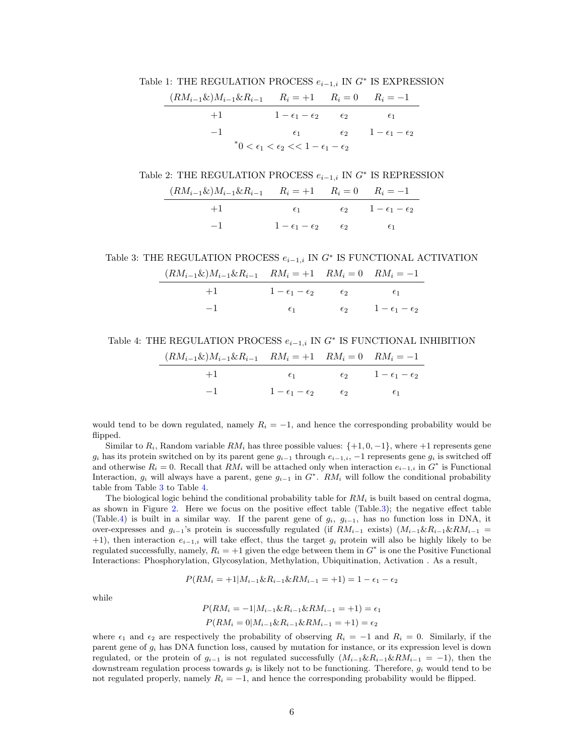Table 1: THE REGULATION PROCESS $e_{i-1,i}$ IN $G^*$ IS EXPRESSION

| $(RM_{i-1}\&)M_{i-1}\&R_{i-1}$ | $R_i = +1$ | $R_i = 0$ | $R_i = -1$ |
|---|---|---|---|
| $+1$ | $1-\epsilon_1-\epsilon_2$ | $\epsilon_2$ | $\epsilon_1$ |
| $-1$ | $\epsilon_1$ | $\epsilon_2$ | $1-\epsilon_1-\epsilon_2$ |

*$0 < \epsilon_1 < \epsilon_2 << 1-\epsilon_1-\epsilon_2$

Table 2: THE REGULATION PROCESS $e_{i-1,i}$ IN $G^*$ IS REPRESSION

| $(RM_{i-1}\&)M_{i-1}\&R_{i-1}$ | $R_i = +1$ | $R_i = 0$ | $R_i = -1$ |
|---|---|---|---|
| $+1$ | $\epsilon_1$ | $\epsilon_2$ | $1-\epsilon_1-\epsilon_2$ |
| $-1$ | $1-\epsilon_1-\epsilon_2$ | $\epsilon_2$ | $\epsilon_1$ |

Table 3: THE REGULATION PROCESS $e_{i-1,i}$ IN $G^*$ IS FUNCTIONAL ACTIVATION

| $(RM_{i-1}\&)M_{i-1}\&R_{i-1}$ | $RM_i = +1$ | $RM_i = 0$ | $RM_i = -1$ |
|---|---|---|---|
| $+1$ | $1-\epsilon_1-\epsilon_2$ | $\epsilon_2$ | $\epsilon_1$ |
| $-1$ | $\epsilon_1$ | $\epsilon_2$ | $1-\epsilon_1-\epsilon_2$ |

Table 4: THE REGULATION PROCESS $e_{i-1,i}$ IN $G^*$ IS FUNCTIONAL INHIBITION

| $(RM_{i-1}\&)M_{i-1}\&R_{i-1}$ | $RM_i = +1$ | $RM_i = 0$ | $RM_i = -1$ |
|---|---|---|---|
| $+1$ | $\epsilon_1$ | $\epsilon_2$ | $1-\epsilon_1-\epsilon_2$ |
| $-1$ | $1-\epsilon_1-\epsilon_2$ | $\epsilon_2$ | $\epsilon_1$ |

would tend to be down regulated, namely $R_i = -1$, and hence the corresponding probability would be flipped.

Similar to $R_i$, Random variable $RM_i$ has three possible values: $\{+1, 0, -1\}$, where $+1$ represents gene $g_i$ has its protein switched on by its parent gene $g_{i-1}$ through $e_{i-1,i}$, $-1$ represents gene $g_i$ is switched off and otherwise $R_i = 0$. Recall that $RM_i$ will be attached only when interaction $e_{i-1,i}$ in $G^*$ is Functional Interaction, $g_i$ will always have a parent, gene $g_{i-1}$ in $G^*$. $RM_i$ will follow the conditional probability table from Table 3 to Table 4.

The biological logic behind the conditional probability table for $RM_i$ is built based on central dogma, as shown in Figure 2. Here we focus on the positive effect table (Table.3); the negative effect table (Table.4) is built in a similar way. If the parent gene of $g_i$, $g_{i-1}$, has no function loss in DNA, it over-expresses and $g_{i-1}$'s protein is successfully regulated (if $RM_{i-1}$ exists) ($M_{i-1}\&R_{i-1}\&RM_{i-1} = +1$), then interaction $e_{i-1,i}$ will take effect, thus the target $g_i$ protein will also be highly likely to be regulated successfully, namely, $R_i = +1$ given the edge between them in $G^*$ is one the Positive Functional Interactions: Phosphorylation, Glycosylation, Methylation, Ubiquitination, Activation . As a result,

$$P(RM_i = +1|M_{i-1}\&R_{i-1}\&RM_{i-1} = +1) = 1 - \epsilon_1 - \epsilon_2$$

while

$$P(RM_i = -1|M_{i-1}\&R_{i-1}\&RM_{i-1} = +1) = \epsilon_1$$

$$P(RM_i = 0|M_{i-1}\&R_{i-1}\&RM_{i-1} = +1) = \epsilon_2$$

where $\epsilon_1$ and $\epsilon_2$ are respectively the probability of observing $R_i = -1$ and $R_i = 0$. Similarly, if the parent gene of $g_i$ has DNA function loss, caused by mutation for instance, or its expression level is down regulated, or the protein of $g_{i-1}$ is not regulated successfully ($M_{i-1}\&R_{i-1}\&RM_{i-1} = -1$), then the downstream regulation process towards $g_i$ is likely not to be functioning. Therefore, $g_i$ would tend to be not regulated properly, namely $R_i = -1$, and hence the corresponding probability would be flipped.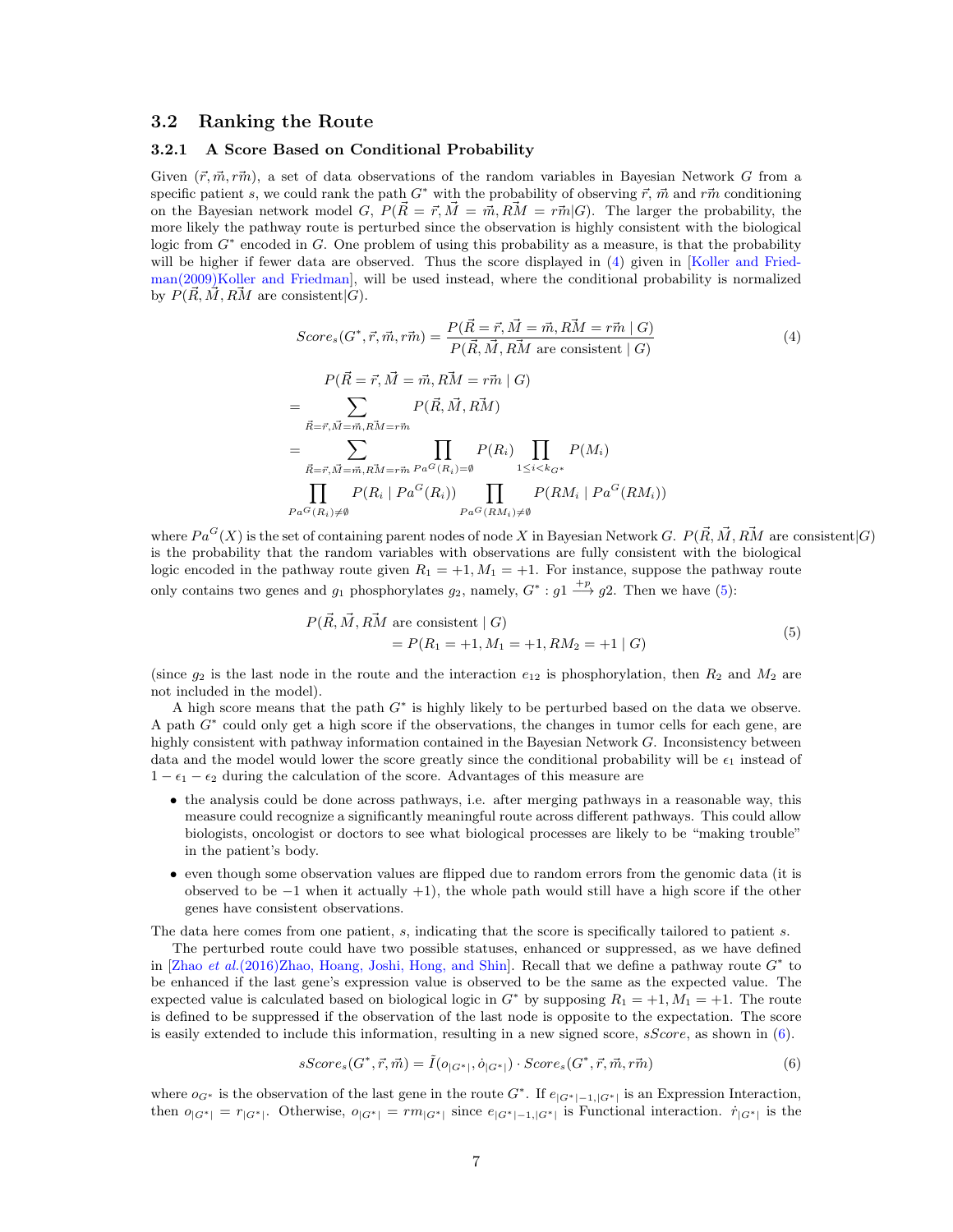### 3.2 Ranking the Route

#### 3.2.1 A Score Based on Conditional Probability

Given $(\vec{r}, \vec{m}, \vec{rm})$, a set of data observations of the random variables in Bayesian Network $G$ from a specific patient $s$, we could rank the path $G^*$ with the probability of observing $\vec{r}$, $\vec{m}$ and $\vec{rm}$ conditioning on the Bayesian network model $G$, $P(\vec{R} = \vec{r}, \vec{M} = \vec{m}, \vec{RM} = \vec{rm}|G)$. The larger the probability, the more likely the pathway route is perturbed since the observation is highly consistent with the biological logic from $G^*$ encoded in $G$. One problem of using this probability as a measure, is that the probability will be higher if fewer data are observed. Thus the score displayed in (4) given in [Koller and Friedman(2009)Koller and Friedman], will be used instead, where the conditional probability is normalized by $P(\vec{R}, \vec{M}, \vec{RM}$ are consistent$|G)$.

$$Score_s(G^*, \vec{r}, \vec{m}, \vec{rm}) = \frac{P(\vec{R} = \vec{r}, \vec{M} = \vec{m}, \vec{RM} = \vec{rm} \mid G)}{P(\vec{R}, \vec{M}, \vec{RM} \text{ are consistent} \mid G)} \tag{4}$$

$$\begin{aligned}
&P(\vec{R} = \vec{r}, \vec{M} = \vec{m}, \vec{RM} = \vec{rm} \mid G) \\
= &\sum_{\vec{R}=\vec{r}, \vec{M}=\vec{m}, \vec{RM}=\vec{rm}} P(\vec{R}, \vec{M}, \vec{RM}) \\
= &\sum_{\vec{R}=\vec{r}, \vec{M}=\vec{m}, \vec{RM}=\vec{rm}} \prod_{Pa^G(R_i)=\emptyset} P(R_i) \prod_{1 \le i < k_{G^*}} P(M_i) \\
&\prod_{Pa^G(R_i)\neq\emptyset} P(R_i \mid Pa^G(R_i)) \prod_{Pa^G(RM_i)\neq\emptyset} P(RM_i \mid Pa^G(RM_i))
\end{aligned}$$

where $Pa^G(X)$ is the set of containing parent nodes of node $X$ in Bayesian Network $G$. $P(\vec{R}, \vec{M}, \vec{RM}$ are consistent$|G)$ is the probability that the random variables with observations are fully consistent with the biological logic encoded in the pathway route given $R_1 = +1, M_1 = +1$. For instance, suppose the pathway route only contains two genes and $g_1$ phosphorylates $g_2$, namely, $G^* : g1 \xrightarrow{+p} g2$. Then we have (5):

$$\begin{aligned}
&P(\vec{R}, \vec{M}, \vec{RM} \text{ are consistent} \mid G) \\
&\quad = P(R_1 = +1, M_1 = +1, RM_2 = +1 \mid G)
\end{aligned} \tag{5}$$

(since $g_2$ is the last node in the route and the interaction $e_{12}$ is phosphorylation, then $R_2$ and $M_2$ are not included in the model).

A high score means that the path $G^*$ is highly likely to be perturbed based on the data we observe. A path $G^*$ could only get a high score if the observations, the changes in tumor cells for each gene, are highly consistent with pathway information contained in the Bayesian Network $G$. Inconsistency between data and the model would lower the score greatly since the conditional probability will be $\epsilon_1$ instead of $1 - \epsilon_1 - \epsilon_2$ during the calculation of the score. Advantages of this measure are

- the analysis could be done across pathways, i.e. after merging pathways in a reasonable way, this measure could recognize a significantly meaningful route across different pathways. This could allow biologists, oncologist or doctors to see what biological processes are likely to be "making trouble" in the patient's body.
- even though some observation values are flipped due to random errors from the genomic data (it is observed to be $-1$ when it actually $+1$), the whole path would still have a high score if the other genes have consistent observations.

The data here comes from one patient, $s$, indicating that the score is specifically tailored to patient $s$.

The perturbed route could have two possible statuses, enhanced or suppressed, as we have defined in [Zhao *et al.*(2016)Zhao, Hoang, Joshi, Hong, and Shin]. Recall that we define a pathway route $G^*$ to be enhanced if the last gene's expression value is observed to be the same as the expected value. The expected value is calculated based on biological logic in $G^*$ by supposing $R_1 = +1, M_1 = +1$. The route is defined to be suppressed if the observation of the last node is opposite to the expectation. The score is easily extended to include this information, resulting in a new signed score, $sScore$, as shown in (6).

$$sScore_s(G^*, \vec{r}, \vec{m}) = \tilde{I}(o_{|G^*|}, \dot{o}_{|G^*|}) \cdot Score_s(G^*, \vec{r}, \vec{m}, \vec{rm}) \tag{6}$$

where $o_{G^*}$ is the observation of the last gene in the route $G^*$. If $e_{|G^*|-1,|G^*|}$ is an Expression Interaction, then $o_{|G^*|} = r_{|G^*|}$. Otherwise, $o_{|G^*|} = rm_{|G^*|}$ since $e_{|G^*|-1,|G^*|}$ is Functional interaction. $\dot{r}_{|G^*|}$ is the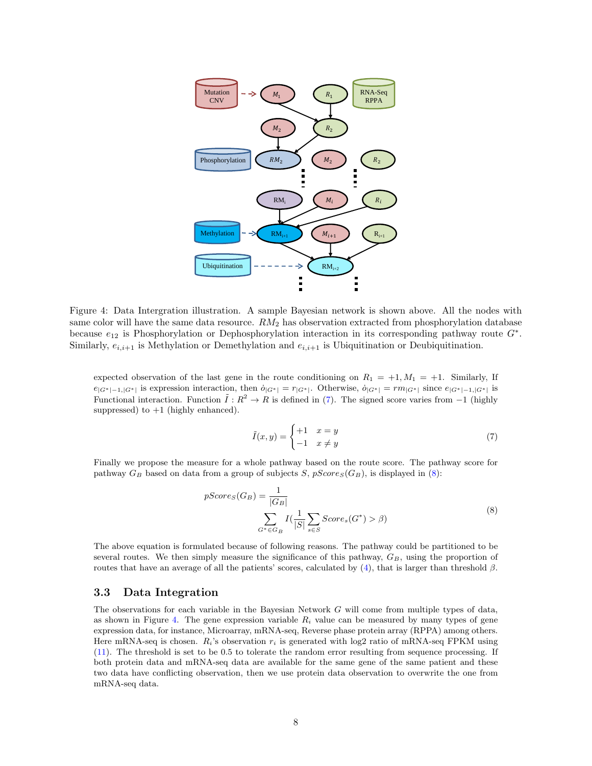Mutation CNV

$M_1$

$R_1$

RNA-Seq RPPA

$M_2$

$R_2$

Phosphorylation

$RM_2$

$M_2$

$R_2$

$RM_i$

$M_i$

$R_i$

Methylation

$RM_{i+1}$

$M_{i+1}$

$R_{i+1}$

Ubiquitination

$RM_{i+2}$

Figure 4: Data Intergration illustration. A sample Bayesian network is shown above. All the nodes with same color will have the same data resource. $RM_2$ has observation extracted from phosphorylation database because $e_{12}$ is Phosphorylation or Dephosphorylation interaction in its corresponding pathway route $G^*$. Similarly, $e_{i,i+1}$ is Methylation or Demethylation and $e_{i,i+1}$ is Ubiquitination or Deubiquitination.

expected observation of the last gene in the route conditioning on $R_1 = +1, M_1 = +1$. Similarly, If $e_{|G^*|-1,|G^*|}$ is expression interaction, then $\dot{o}_{|G^*|} = r_{|G^*|}$. Otherwise, $\dot{o}_{|G^*|} = rm_{|G^*|}$ since $e_{|G^*|-1,|G^*|}$ is Functional interaction. Function $\tilde{I} : R^2 \rightarrow R$ is defined in (7). The signed score varies from $-1$ (highly suppressed) to $+1$ (highly enhanced).

$$\tilde{I}(x, y) = \begin{cases} +1 & x = y \\ -1 & x \neq y \end{cases} \tag{7}$$

Finally we propose the measure for a whole pathway based on the route score. The pathway score for pathway $G_B$ based on data from a group of subjects $S$, $pScore_S(G_B)$, is displayed in (8):

$$pScore_S(G_B) = \frac{1}{|G_B|} \sum_{G^* \in G_B} I\left(\frac{1}{|S|} \sum_{s \in S} Score_s(G^*) > \beta\right) \tag{8}$$

The above equation is formulated because of following reasons. The pathway could be partitioned to be several routes. We then simply measure the significance of this pathway, $G_B$, using the proportion of routes that have an average of all the patients' scores, calculated by (4), that is larger than threshold $\beta$.

### 3.3 Data Integration

The observations for each variable in the Bayesian Network $G$ will come from multiple types of data, as shown in Figure 4. The gene expression variable $R_i$ value can be measured by many types of gene expression data, for instance, Microarray, mRNA-seq, Reverse phase protein array (RPPA) among others. Here mRNA-seq is chosen. $R_i$'s observation $r_i$ is generated with log2 ratio of mRNA-seq FPKM using (11). The threshold is set to be 0.5 to tolerate the random error resulting from sequence processing. If both protein data and mRNA-seq data are available for the same gene of the same patient and these two data have conflicting observation, then we use protein data observation to overwrite the one from mRNA-seq data.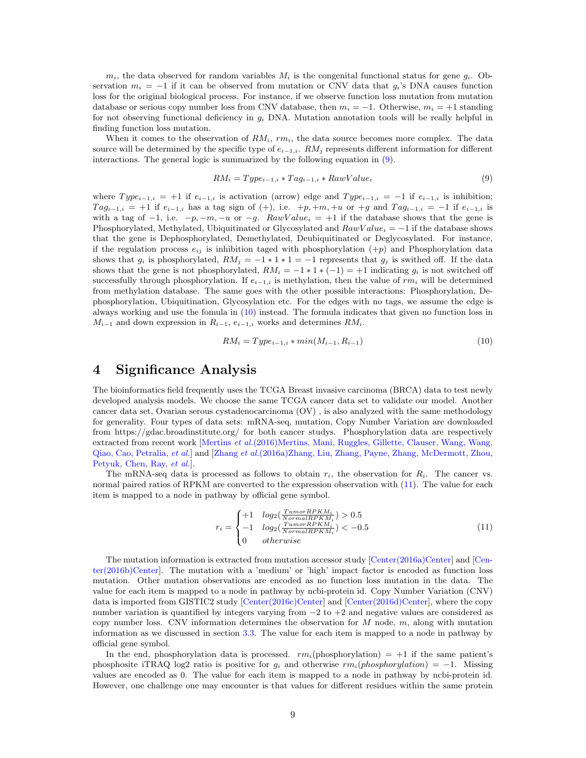$m_i$, the data observed for random variables $M_i$ is the congenital functional status for gene $g_i$. Observation $m_i = -1$ if it can be observed from mutation or CNV data that $g_i$'s DNA causes function loss for the original biological process. For instance, if we observe function loss mutation from mutation database or serious copy number loss from CNV database, then $m_i = -1$. Otherwise, $m_i = +1$ standing for not observing functional deficiency in $g_i$ DNA. Mutation annotation tools will be really helpful in finding function loss mutation.

When it comes to the observation of $RM_i$, $rm_i$, the data source becomes more complex. The data source will be determined by the specific type of $e_{i-1,i}$. $RM_j$ represents different information for different interactions. The general logic is summarized by the following equation in (9).

$$RM_i = Type_{i-1,i} * Tag_{i-1,i} * RawValue_i \tag{9}$$

where $Type_{i-1,i} = +1$ if $e_{i-1,i}$ is activation (arrow) edge and $Type_{i-1,i} = -1$ if $e_{i-1,i}$ is inhibition; $Tag_{i-1,i} = +1$ if $e_{i-1,i}$ has a tag sign of (+), i.e. $+p, +m, +u$ or $+g$ and $Tag_{i-1,i} = -1$ if $e_{i-1,i}$ is with a tag of $-1$, i.e. $-p, -m, -u$ or $-g$. $RawValue_i = +1$ if the database shows that the gene is Phosphorylated, Methylated, Ubiquitinated or Glycosylated and $RawValue_i = -1$ if the database shows that the gene is Dephosphorylated, Demethylated, Deubiquitinated or Deglycosylated. For instance, if the regulation process $e_{ij}$ is inhibition taged with phosphorylation ($+p$) and Phosphorylation data shows that $g_i$ is phosphorylated, $RM_j = -1 * 1 * 1 = -1$ represents that $g_j$ is swithed off. If the data shows that the gene is not phosphorylated, $RM_i = -1 * 1 * (-1) = +1$ indicating $g_i$ is not switched off successfully through phosphorylation. If $e_{i-1,i}$ is methylation, then the value of $rm_i$ will be determined from methylation database. The same goes with the other possible interactions: Phosphorylation, Dephosphorylation, Ubiquitination, Glycosylation etc. For the edges with no tags, we assume the edge is always working and use the fomula in (10) instead. The formula indicates that given no function loss in $M_{i-1}$ and down expression in $R_{i-1}$, $e_{i-1,i}$ works and determines $RM_i$.

$$RM_i = Type_{i-1,i} * min(M_{i-1}, R_{i-1}) \tag{10}$$

# 4 Significance Analysis

The bioinformatics field frequently uses the TCGA Breast invasive carcinoma (BRCA) data to test newly developed analysis models. We choose the same TCGA cancer data set to validate our model. Another cancer data set, Ovarian serous cystadenocarcinoma (OV) , is also analyzed with the same methodology for generality. Four types of data sets: mRNA-seq, mutation, Copy Number Variation are downloaded from https://gdac.broadinstitute.org/ for both cancer studys. Phosphorylation data are respectively extracted from recent work [Mertins *et al.*(2016)Mertins, Mani, Ruggles, Gillette, Clauser, Wang, Wang, Qiao, Cao, Petralia, *et al.*] and [Zhang *et al.*(2016a)Zhang, Liu, Zhang, Payne, Zhang, McDermott, Zhou, Petyuk, Chen, Ray, *et al.*].

The mRNA-seq data is processed as follows to obtain $r_i$, the observation for $R_i$. The cancer vs. normal paired ratios of RPKM are converted to the expression observation with (11). The value for each item is mapped to a node in pathway by official gene symbol.

$$r_i = \begin{cases} +1 & log_2(\frac{TumorRPKM_i}{NormalRPKM_i}) > 0.5 \\ -1 & log_2(\frac{TumorRPKM_i}{NormalRPKM_i}) < -0.5 \\ 0 & otherwise \end{cases} \tag{11}$$

The mutation information is extracted from mutation accessor study [Center(2016a)Center] and [Center(2016b)Center]. The mutation with a 'medium' or 'high' impact factor is encoded as function loss mutation. Other mutation observations are encoded as no function loss mutation in the data. The value for each item is mapped to a node in pathway by ncbi-protein id. Copy Number Variation (CNV) data is imported from GISTIC2 study [Center(2016c)Center] and [Center(2016d)Center], where the copy number variation is quantified by integers varying from $-2$ to $+2$ and negative values are considered as copy number loss. CNV information determines the observation for $M$ node, $m$, along with mutation information as we discussed in section 3.3. The value for each item is mapped to a node in pathway by official gene symbol.

In the end, phosphorylation data is processed. $rm_i$(phosphorylation) $= +1$ if the same patient's phosphosite iTRAQ log2 ratio is positive for $g_i$ and otherwise $rm_i(phosphorylation) = -1$. Missing values are encoded as 0. The value for each item is mapped to a node in pathway by ncbi-protein id. However, one challenge one may encounter is that values for different residues within the same protein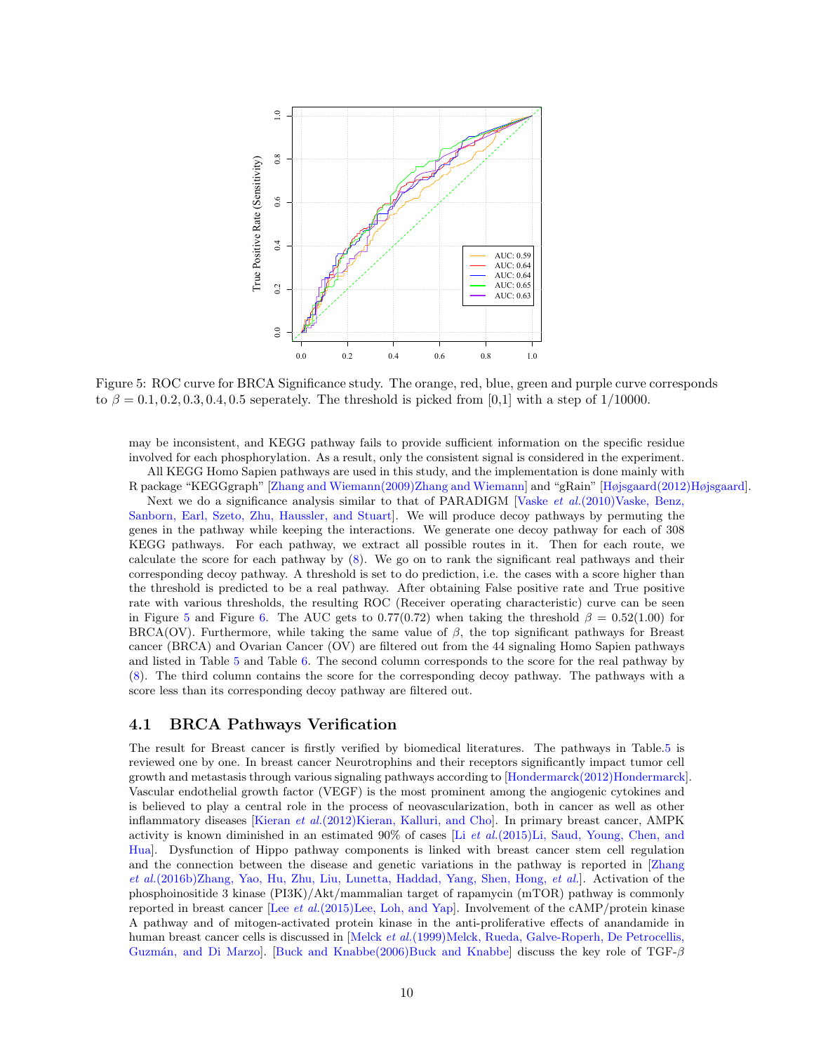True Positive Rate (Sensitivity)

0.0
0.2
0.4
0.6
0.8
1.0

0.0
0.2
0.4
0.6
0.8
1.0

AUC: 0.59
AUC: 0.64
AUC: 0.64
AUC: 0.65
AUC: 0.63

Figure 5: ROC curve for BRCA Significance study. The orange, red, blue, green and purple curve corresponds to $\beta = 0.1, 0.2, 0.3, 0.4, 0.5$ seperately. The threshold is picked from [0,1] with a step of 1/10000.

may be inconsistent, and KEGG pathway fails to provide sufficient information on the specific residue involved for each phosphorylation. As a result, only the consistent signal is considered in the experiment.

All KEGG Homo Sapien pathways are used in this study, and the implementation is done mainly with R package "KEGGgraph" [Zhang and Wiemann(2009)Zhang and Wiemann] and "gRain" [Højsgaard(2012)Højsgaard].

Next we do a significance analysis similar to that of PARADIGM [Vaske *et al.*(2010)Vaske, Benz, Sanborn, Earl, Szeto, Zhu, Haussler, and Stuart]. We will produce decoy pathways by permuting the genes in the pathway while keeping the interactions. We generate one decoy pathway for each of 308 KEGG pathways. For each pathway, we extract all possible routes in it. Then for each route, we calculate the score for each pathway by (8). We go on to rank the significant real pathways and their corresponding decoy pathway. A threshold is set to do prediction, i.e. the cases with a score higher than the threshold is predicted to be a real pathway. After obtaining False positive rate and True positive rate with various thresholds, the resulting ROC (Receiver operating characteristic) curve can be seen in Figure 5 and Figure 6. The AUC gets to 0.77(0.72) when taking the threshold $\beta = 0.52(1.00)$ for BRCA(OV). Furthermore, while taking the same value of $\beta$, the top significant pathways for Breast cancer (BRCA) and Ovarian Cancer (OV) are filtered out from the 44 signaling Homo Sapien pathways and listed in Table 5 and Table 6. The second column corresponds to the score for the real pathway by (8). The third column contains the score for the corresponding decoy pathway. The pathways with a score less than its corresponding decoy pathway are filtered out.

## 4.1 BRCA Pathways Verification

The result for Breast cancer is firstly verified by biomedical literatures. The pathways in Table.5 is reviewed one by one. In breast cancer Neurotrophins and their receptors significantly impact tumor cell growth and metastasis through various signaling pathways according to [Hondermarck(2012)Hondermarck]. Vascular endothelial growth factor (VEGF) is the most prominent among the angiogenic cytokines and is believed to play a central role in the process of neovascularization, both in cancer as well as other inflammatory diseases [Kieran *et al.*(2012)Kieran, Kalluri, and Cho]. In primary breast cancer, AMPK activity is known diminished in an estimated 90% of cases [Li *et al.*(2015)Li, Saud, Young, Chen, and Hua]. Dysfunction of Hippo pathway components is linked with breast cancer stem cell regulation and the connection between the disease and genetic variations in the pathway is reported in [Zhang *et al.*(2016b)Zhang, Yao, Hu, Zhu, Liu, Lunetta, Haddad, Yang, Shen, Hong, *et al.*]. Activation of the phosphoinositide 3 kinase (PI3K)/Akt/mammalian target of rapamycin (mTOR) pathway is commonly reported in breast cancer [Lee *et al.*(2015)Lee, Loh, and Yap]. Involvement of the cAMP/protein kinase A pathway and of mitogen-activated protein kinase in the anti-proliferative effects of anandamide in human breast cancer cells is discussed in [Melck *et al.*(1999)Melck, Rueda, Galve-Roperh, De Petrocellis, Guzmán, and Di Marzo]. [Buck and Knabbe(2006)Buck and Knabbe] discuss the key role of TGF-$\beta$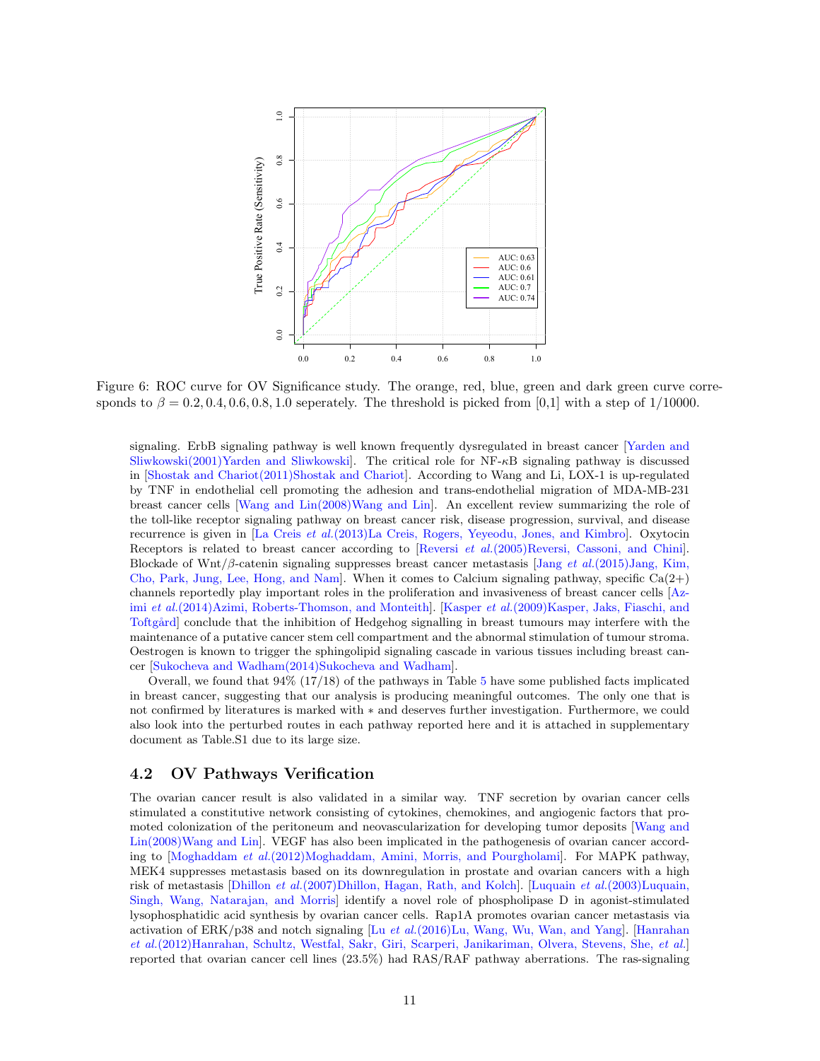True Positive Rate (Sensitivity)

0.0 0.2 0.4 0.6 0.8 1.0

AUC: 0.63
AUC: 0.6
AUC: 0.61
AUC: 0.7
AUC: 0.74

Figure 6: ROC curve for OV Significance study. The orange, red, blue, green and dark green curve corresponds to $\beta = 0.2, 0.4, 0.6, 0.8, 1.0$ seperately. The threshold is picked from [0,1] with a step of 1/10000.

signaling. ErbB signaling pathway is well known frequently dysregulated in breast cancer [Yarden and Sliwkowski(2001)Yarden and Sliwkowski]. The critical role for NF-$\kappa$B signaling pathway is discussed in [Shostak and Chariot(2011)Shostak and Chariot]. According to Wang and Li, LOX-1 is up-regulated by TNF in endothelial cell promoting the adhesion and trans-endothelial migration of MDA-MB-231 breast cancer cells [Wang and Lin(2008)Wang and Lin]. An excellent review summarizing the role of the toll-like receptor signaling pathway on breast cancer risk, disease progression, survival, and disease recurrence is given in [La Creis *et al.*(2013)La Creis, Rogers, Yeyeodu, Jones, and Kimbro]. Oxytocin Receptors is related to breast cancer according to [Reversi *et al.*(2005)Reversi, Cassoni, and Chini]. Blockade of Wnt/$\beta$-catenin signaling suppresses breast cancer metastasis [Jang *et al.*(2015)Jang, Kim, Cho, Park, Jung, Lee, Hong, and Nam]. When it comes to Calcium signaling pathway, specific Ca(2+) channels reportedly play important roles in the proliferation and invasiveness of breast cancer cells [Azimi *et al.*(2014)Azimi, Roberts-Thomson, and Monteith]. [Kasper *et al.*(2009)Kasper, Jaks, Fiaschi, and Toftgård] conclude that the inhibition of Hedgehog signalling in breast tumours may interfere with the maintenance of a putative cancer stem cell compartment and the abnormal stimulation of tumour stroma. Oestrogen is known to trigger the sphingolipid signaling cascade in various tissues including breast cancer [Sukocheva and Wadham(2014)Sukocheva and Wadham].

Overall, we found that 94% (17/18) of the pathways in Table 5 have some published facts implicated in breast cancer, suggesting that our analysis is producing meaningful outcomes. The only one that is not confirmed by literatures is marked with $*$ and deserves further investigation. Furthermore, we could also look into the perturbed routes in each pathway reported here and it is attached in supplementary document as Table.S1 due to its large size.

## 4.2 OV Pathways Verification

The ovarian cancer result is also validated in a similar way. TNF secretion by ovarian cancer cells stimulated a constitutive network consisting of cytokines, chemokines, and angiogenic factors that promoted colonization of the peritoneum and neovascularization for developing tumor deposits [Wang and Lin(2008)Wang and Lin]. VEGF has also been implicated in the pathogenesis of ovarian cancer according to [Moghaddam *et al.*(2012)Moghaddam, Amini, Morris, and Pourgholami]. For MAPK pathway, MEK4 suppresses metastasis based on its downregulation in prostate and ovarian cancers with a high risk of metastasis [Dhillon *et al.*(2007)Dhillon, Hagan, Rath, and Kolch]. [Luquain *et al.*(2003)Luquain, Singh, Wang, Natarajan, and Morris] identify a novel role of phospholipase D in agonist-stimulated lysophosphatidic acid synthesis by ovarian cancer cells. Rap1A promotes ovarian cancer metastasis via activation of ERK/p38 and notch signaling [Lu *et al.*(2016)Lu, Wang, Wu, Wan, and Yang]. [Hanrahan *et al.*(2012)Hanrahan, Schultz, Westfal, Sakr, Giri, Scarperi, Janikariman, Olvera, Stevens, She, *et al.*] reported that ovarian cancer cell lines (23.5%) had RAS/RAF pathway aberrations. The ras-signaling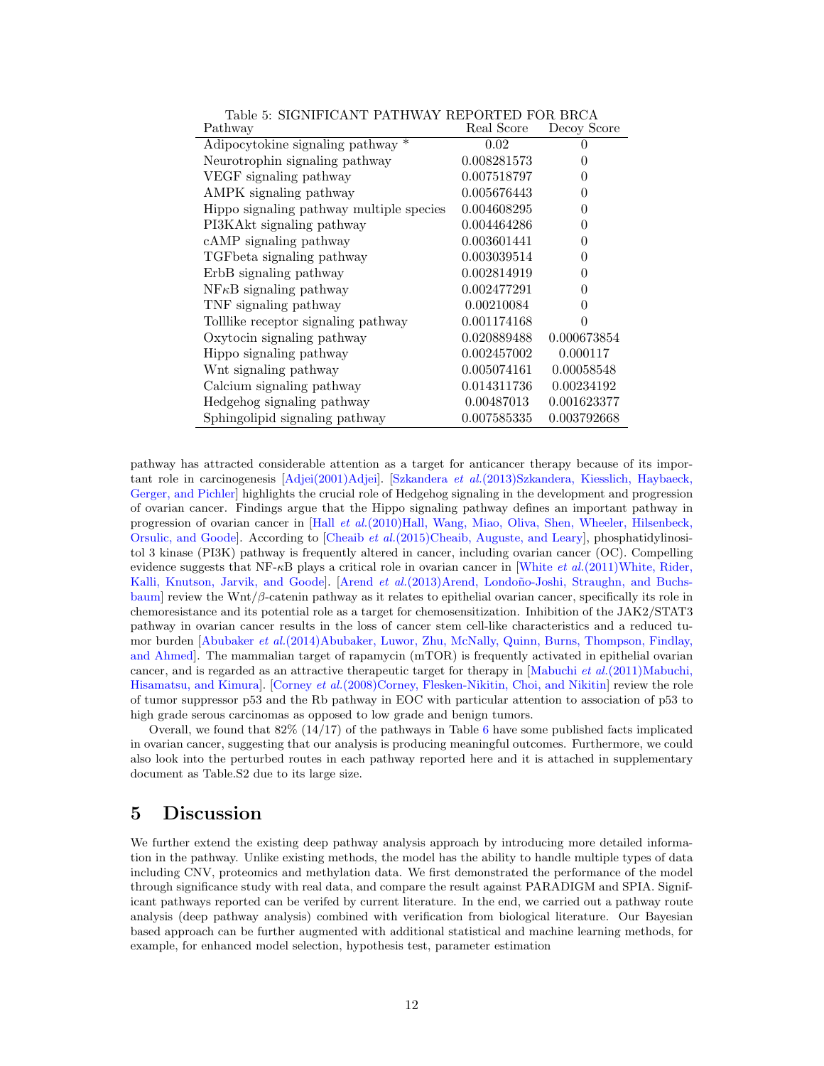Table 5: SIGNIFICANT PATHWAY REPORTED FOR BRCA

| Pathway | Real Score | Decoy Score |
|---|---|---|
| Adipocytokine signaling pathway * | 0.02 | 0 |
| Neurotrophin signaling pathway | 0.008281573 | 0 |
| VEGF signaling pathway | 0.007518797 | 0 |
| AMPK signaling pathway | 0.005676443 | 0 |
| Hippo signaling pathway multiple species | 0.004608295 | 0 |
| PI3KAkt signaling pathway | 0.004464286 | 0 |
| cAMP signaling pathway | 0.003601441 | 0 |
| TGFbeta signaling pathway | 0.003039514 | 0 |
| ErbB signaling pathway | 0.002814919 | 0 |
| NF$\kappa$B signaling pathway | 0.002477291 | 0 |
| TNF signaling pathway | 0.00210084 | 0 |
| Tolllike receptor signaling pathway | 0.001174168 | 0 |
| Oxytocin signaling pathway | 0.020889488 | 0.000673854 |
| Hippo signaling pathway | 0.002457002 | 0.000117 |
| Wnt signaling pathway | 0.005074161 | 0.00058548 |
| Calcium signaling pathway | 0.014311736 | 0.00234192 |
| Hedgehog signaling pathway | 0.00487013 | 0.001623377 |
| Sphingolipid signaling pathway | 0.007585335 | 0.003792668 |

pathway has attracted considerable attention as a target for anticancer therapy because of its important role in carcinogenesis [Adjei(2001)Adjei]. [Szkandera *et al.*(2013)Szkandera, Kiesslich, Haybaeck, Gerger, and Pichler] highlights the crucial role of Hedgehog signaling in the development and progression of ovarian cancer. Findings argue that the Hippo signaling pathway defines an important pathway in progression of ovarian cancer in [Hall *et al.*(2010)Hall, Wang, Miao, Oliva, Shen, Wheeler, Hilsenbeck, Orsulic, and Goode]. According to [Cheaib *et al.*(2015)Cheaib, Auguste, and Leary], phosphatidylinositol 3 kinase (PI3K) pathway is frequently altered in cancer, including ovarian cancer (OC). Compelling evidence suggests that NF-$\kappa$B plays a critical role in ovarian cancer in [White *et al.*(2011)White, Rider, Kalli, Knutson, Jarvik, and Goode]. [Arend *et al.*(2013)Arend, Londoño-Joshi, Straughn, and Buchsbaum] review the Wnt/$\beta$-catenin pathway as it relates to epithelial ovarian cancer, specifically its role in chemoresistance and its potential role as a target for chemosensitization. Inhibition of the JAK2/STAT3 pathway in ovarian cancer results in the loss of cancer stem cell-like characteristics and a reduced tumor burden [Abubaker *et al.*(2014)Abubaker, Luwor, Zhu, McNally, Quinn, Burns, Thompson, Findlay, and Ahmed]. The mammalian target of rapamycin (mTOR) is frequently activated in epithelial ovarian cancer, and is regarded as an attractive therapeutic target for therapy in [Mabuchi *et al.*(2011)Mabuchi, Hisamatsu, and Kimura]. [Corney *et al.*(2008)Corney, Flesken-Nikitin, Choi, and Nikitin] review the role of tumor suppressor p53 and the Rb pathway in EOC with particular attention to association of p53 to high grade serous carcinomas as opposed to low grade and benign tumors.

Overall, we found that 82% (14/17) of the pathways in Table 6 have some published facts implicated in ovarian cancer, suggesting that our analysis is producing meaningful outcomes. Furthermore, we could also look into the perturbed routes in each pathway reported here and it is attached in supplementary document as Table.S2 due to its large size.

# 5 Discussion

We further extend the existing deep pathway analysis approach by introducing more detailed information in the pathway. Unlike existing methods, the model has the ability to handle multiple types of data including CNV, proteomics and methylation data. We first demonstrated the performance of the model through significance study with real data, and compare the result against PARADIGM and SPIA. Significant pathways reported can be verifed by current literature. In the end, we carried out a pathway route analysis (deep pathway analysis) combined with verification from biological literature. Our Bayesian based approach can be further augmented with additional statistical and machine learning methods, for example, for enhanced model selection, hypothesis test, parameter estimation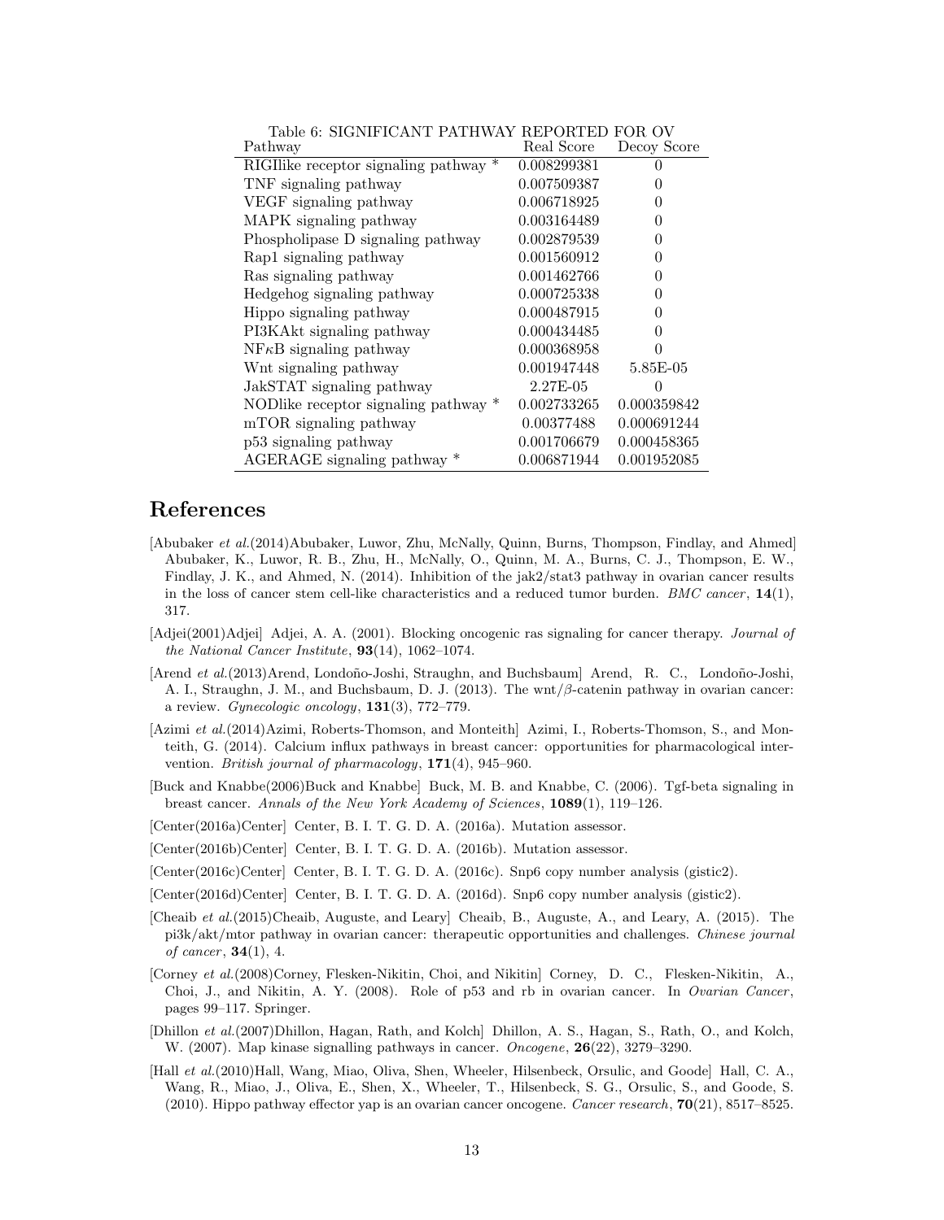Table 6: SIGNIFICANT PATHWAY REPORTED FOR OV

| Pathway | Real Score | Decoy Score |
|---|---|---|
| RIGIlike receptor signaling pathway * | 0.008299381 | 0 |
| TNF signaling pathway | 0.007509387 | 0 |
| VEGF signaling pathway | 0.006718925 | 0 |
| MAPK signaling pathway | 0.003164489 | 0 |
| Phospholipase D signaling pathway | 0.002879539 | 0 |
| Rap1 signaling pathway | 0.001560912 | 0 |
| Ras signaling pathway | 0.001462766 | 0 |
| Hedgehog signaling pathway | 0.000725338 | 0 |
| Hippo signaling pathway | 0.000487915 | 0 |
| PI3KAkt signaling pathway | 0.000434485 | 0 |
| NF$\kappa$B signaling pathway | 0.000368958 | 0 |
| Wnt signaling pathway | 0.001947448 | 5.85E-05 |
| JakSTAT signaling pathway | 2.27E-05 | 0 |
| NODlike receptor signaling pathway * | 0.002733265 | 0.000359842 |
| mTOR signaling pathway | 0.00377488 | 0.000691244 |
| p53 signaling pathway | 0.001706679 | 0.000458365 |
| AGERAGE signaling pathway * | 0.006871944 | 0.001952085 |

# References

[Abubaker *et al.*(2014)Abubaker, Luwor, Zhu, McNally, Quinn, Burns, Thompson, Findlay, and Ahmed] Abubaker, K., Luwor, R. B., Zhu, H., McNally, O., Quinn, M. A., Burns, C. J., Thompson, E. W., Findlay, J. K., and Ahmed, N. (2014). Inhibition of the jak2/stat3 pathway in ovarian cancer results in the loss of cancer stem cell-like characteristics and a reduced tumor burden. *BMC cancer*, **14**(1), 317.

[Adjei(2001)Adjei] Adjei, A. A. (2001). Blocking oncogenic ras signaling for cancer therapy. *Journal of the National Cancer Institute*, **93**(14), 1062–1074.

[Arend *et al.*(2013)Arend, Londoño-Joshi, Straughn, and Buchsbaum] Arend, R. C., Londoño-Joshi, A. I., Straughn, J. M., and Buchsbaum, D. J. (2013). The wnt/$\beta$-catenin pathway in ovarian cancer: a review. *Gynecologic oncology*, **131**(3), 772–779.

[Azimi *et al.*(2014)Azimi, Roberts-Thomson, and Monteith] Azimi, I., Roberts-Thomson, S., and Monteith, G. (2014). Calcium influx pathways in breast cancer: opportunities for pharmacological intervention. *British journal of pharmacology*, **171**(4), 945–960.

[Buck and Knabbe(2006)Buck and Knabbe] Buck, M. B. and Knabbe, C. (2006). Tgf-beta signaling in breast cancer. *Annals of the New York Academy of Sciences*, **1089**(1), 119–126.

[Center(2016a)Center] Center, B. I. T. G. D. A. (2016a). Mutation assessor.

[Center(2016b)Center] Center, B. I. T. G. D. A. (2016b). Mutation assessor.

[Center(2016c)Center] Center, B. I. T. G. D. A. (2016c). Snp6 copy number analysis (gistic2).

[Center(2016d)Center] Center, B. I. T. G. D. A. (2016d). Snp6 copy number analysis (gistic2).

[Cheaib *et al.*(2015)Cheaib, Auguste, and Leary] Cheaib, B., Auguste, A., and Leary, A. (2015). The pi3k/akt/mtor pathway in ovarian cancer: therapeutic opportunities and challenges. *Chinese journal of cancer*, **34**(1), 4.

[Corney *et al.*(2008)Corney, Flesken-Nikitin, Choi, and Nikitin] Corney, D. C., Flesken-Nikitin, A., Choi, J., and Nikitin, A. Y. (2008). Role of p53 and rb in ovarian cancer. In *Ovarian Cancer*, pages 99–117. Springer.

[Dhillon *et al.*(2007)Dhillon, Hagan, Rath, and Kolch] Dhillon, A. S., Hagan, S., Rath, O., and Kolch, W. (2007). Map kinase signalling pathways in cancer. *Oncogene*, **26**(22), 3279–3290.

[Hall *et al.*(2010)Hall, Wang, Miao, Oliva, Shen, Wheeler, Hilsenbeck, Orsulic, and Goode] Hall, C. A., Wang, R., Miao, J., Oliva, E., Shen, X., Wheeler, T., Hilsenbeck, S. G., Orsulic, S., and Goode, S. (2010). Hippo pathway effector yap is an ovarian cancer oncogene. *Cancer research*, **70**(21), 8517–8525.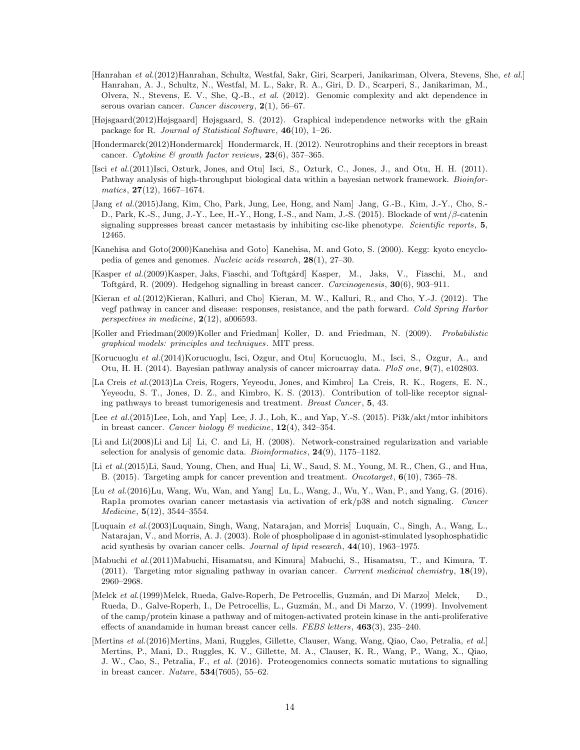[Hanrahan *et al.*(2012)Hanrahan, Schultz, Westfal, Sakr, Giri, Scarperi, Janikariman, Olvera, Stevens, She, *et al.*] Hanrahan, A. J., Schultz, N., Westfal, M. L., Sakr, R. A., Giri, D. D., Scarperi, S., Janikariman, M., Olvera, N., Stevens, E. V., She, Q.-B., *et al.* (2012). Genomic complexity and akt dependence in serous ovarian cancer. *Cancer discovery*, **2**(1), 56–67.

[Højsgaard(2012)Højsgaard] Højsgaard, S. (2012). Graphical independence networks with the gRain package for R. *Journal of Statistical Software*, **46**(10), 1–26.

[Hondermarck(2012)Hondermarck] Hondermarck, H. (2012). Neurotrophins and their receptors in breast cancer. *Cytokine & growth factor reviews*, **23**(6), 357–365.

[Isci *et al.*(2011)Isci, Ozturk, Jones, and Otu] Isci, S., Ozturk, C., Jones, J., and Otu, H. H. (2011). Pathway analysis of high-throughput biological data within a bayesian network framework. *Bioinformatics*, **27**(12), 1667–1674.

[Jang *et al.*(2015)Jang, Kim, Cho, Park, Jung, Lee, Hong, and Nam] Jang, G.-B., Kim, J.-Y., Cho, S.-D., Park, K.-S., Jung, J.-Y., Lee, H.-Y., Hong, I.-S., and Nam, J.-S. (2015). Blockade of wnt/$\beta$-catenin signaling suppresses breast cancer metastasis by inhibiting csc-like phenotype. *Scientific reports*, **5**, 12465.

[Kanehisa and Goto(2000)Kanehisa and Goto] Kanehisa, M. and Goto, S. (2000). Kegg: kyoto encyclopedia of genes and genomes. *Nucleic acids research*, **28**(1), 27–30.

[Kasper *et al.*(2009)Kasper, Jaks, Fiaschi, and Toftgård] Kasper, M., Jaks, V., Fiaschi, M., and Toftgård, R. (2009). Hedgehog signalling in breast cancer. *Carcinogenesis*, **30**(6), 903–911.

[Kieran *et al.*(2012)Kieran, Kalluri, and Cho] Kieran, M. W., Kalluri, R., and Cho, Y.-J. (2012). The vegf pathway in cancer and disease: responses, resistance, and the path forward. *Cold Spring Harbor perspectives in medicine*, **2**(12), a006593.

[Koller and Friedman(2009)Koller and Friedman] Koller, D. and Friedman, N. (2009). *Probabilistic graphical models: principles and techniques*. MIT press.

[Korucuoglu *et al.*(2014)Korucuoglu, Isci, Ozgur, and Otu] Korucuoglu, M., Isci, S., Ozgur, A., and Otu, H. H. (2014). Bayesian pathway analysis of cancer microarray data. *PloS one*, **9**(7), e102803.

[La Creis *et al.*(2013)La Creis, Rogers, Yeyeodu, Jones, and Kimbro] La Creis, R. K., Rogers, E. N., Yeyeodu, S. T., Jones, D. Z., and Kimbro, K. S. (2013). Contribution of toll-like receptor signaling pathways to breast tumorigenesis and treatment. *Breast Cancer*, **5**, 43.

[Lee *et al.*(2015)Lee, Loh, and Yap] Lee, J. J., Loh, K., and Yap, Y.-S. (2015). Pi3k/akt/mtor inhibitors in breast cancer. *Cancer biology & medicine*, **12**(4), 342–354.

[Li and Li(2008)Li and Li] Li, C. and Li, H. (2008). Network-constrained regularization and variable selection for analysis of genomic data. *Bioinformatics*, **24**(9), 1175–1182.

[Li *et al.*(2015)Li, Saud, Young, Chen, and Hua] Li, W., Saud, S. M., Young, M. R., Chen, G., and Hua, B. (2015). Targeting ampk for cancer prevention and treatment. *Oncotarget*, **6**(10), 7365–78.

[Lu *et al.*(2016)Lu, Wang, Wu, Wan, and Yang] Lu, L., Wang, J., Wu, Y., Wan, P., and Yang, G. (2016). Rap1a promotes ovarian cancer metastasis via activation of erk/p38 and notch signaling. *Cancer Medicine*, **5**(12), 3544–3554.

[Luquain *et al.*(2003)Luquain, Singh, Wang, Natarajan, and Morris] Luquain, C., Singh, A., Wang, L., Natarajan, V., and Morris, A. J. (2003). Role of phospholipase d in agonist-stimulated lysophosphatidic acid synthesis by ovarian cancer cells. *Journal of lipid research*, **44**(10), 1963–1975.

[Mabuchi *et al.*(2011)Mabuchi, Hisamatsu, and Kimura] Mabuchi, S., Hisamatsu, T., and Kimura, T. (2011). Targeting mtor signaling pathway in ovarian cancer. *Current medicinal chemistry*, **18**(19), 2960–2968.

[Melck *et al.*(1999)Melck, Rueda, Galve-Roperh, De Petrocellis, Guzmán, and Di Marzo] Melck, D., Rueda, D., Galve-Roperh, I., De Petrocellis, L., Guzmán, M., and Di Marzo, V. (1999). Involvement of the camp/protein kinase a pathway and of mitogen-activated protein kinase in the anti-proliferative effects of anandamide in human breast cancer cells. *FEBS letters*, **463**(3), 235–240.

[Mertins *et al.*(2016)Mertins, Mani, Ruggles, Gillette, Clauser, Wang, Wang, Qiao, Cao, Petralia, *et al.*] Mertins, P., Mani, D., Ruggles, K. V., Gillette, M. A., Clauser, K. R., Wang, P., Wang, X., Qiao, J. W., Cao, S., Petralia, F., *et al.* (2016). Proteogenomics connects somatic mutations to signalling in breast cancer. *Nature*, **534**(7605), 55–62.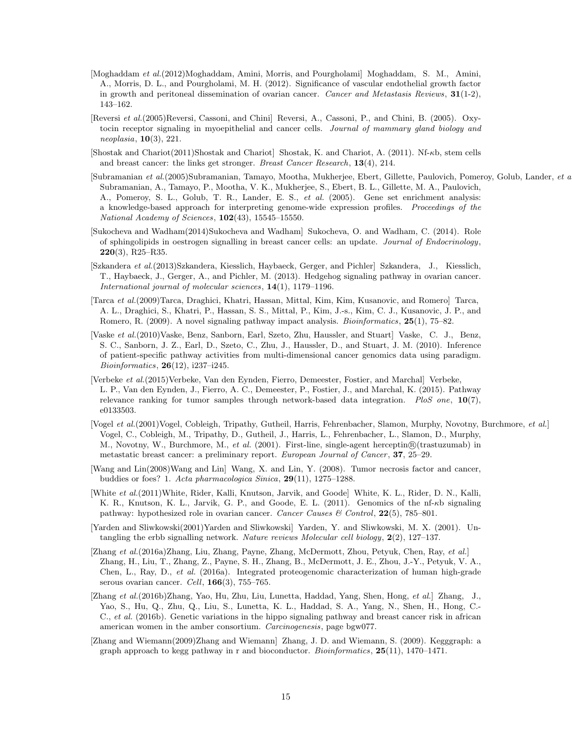[Moghaddam *et al.*(2012)Moghaddam, Amini, Morris, and Pourgholami] Moghaddam, S. M., Amini, A., Morris, D. L., and Pourgholami, M. H. (2012). Significance of vascular endothelial growth factor in growth and peritoneal dissemination of ovarian cancer. *Cancer and Metastasis Reviews*, **31**(1-2), 143–162.

[Reversi *et al.*(2005)Reversi, Cassoni, and Chini] Reversi, A., Cassoni, P., and Chini, B. (2005). Oxytocin receptor signaling in myoepithelial and cancer cells. *Journal of mammary gland biology and neoplasia*, **10**(3), 221.

[Shostak and Chariot(2011)Shostak and Chariot] Shostak, K. and Chariot, A. (2011). Nf-$\kappa$b, stem cells and breast cancer: the links get stronger. *Breast Cancer Research*, **13**(4), 214.

[Subramanian *et al.*(2005)Subramanian, Tamayo, Mootha, Mukherjee, Ebert, Gillette, Paulovich, Pomeroy, Golub, Lander, *et a* Subramanian, A., Tamayo, P., Mootha, V. K., Mukherjee, S., Ebert, B. L., Gillette, M. A., Paulovich, A., Pomeroy, S. L., Golub, T. R., Lander, E. S., *et al.* (2005). Gene set enrichment analysis: a knowledge-based approach for interpreting genome-wide expression profiles. *Proceedings of the National Academy of Sciences*, **102**(43), 15545–15550.

[Sukocheva and Wadham(2014)Sukocheva and Wadham] Sukocheva, O. and Wadham, C. (2014). Role of sphingolipids in oestrogen signalling in breast cancer cells: an update. *Journal of Endocrinology*, **220**(3), R25–R35.

[Szkandera *et al.*(2013)Szkandera, Kiesslich, Haybaeck, Gerger, and Pichler] Szkandera, J., Kiesslich, T., Haybaeck, J., Gerger, A., and Pichler, M. (2013). Hedgehog signaling pathway in ovarian cancer. *International journal of molecular sciences*, **14**(1), 1179–1196.

[Tarca *et al.*(2009)Tarca, Draghici, Khatri, Hassan, Mittal, Kim, Kim, Kusanovic, and Romero] Tarca, A. L., Draghici, S., Khatri, P., Hassan, S. S., Mittal, P., Kim, J.-s., Kim, C. J., Kusanovic, J. P., and Romero, R. (2009). A novel signaling pathway impact analysis. *Bioinformatics*, **25**(1), 75–82.

[Vaske *et al.*(2010)Vaske, Benz, Sanborn, Earl, Szeto, Zhu, Haussler, and Stuart] Vaske, C. J., Benz, S. C., Sanborn, J. Z., Earl, D., Szeto, C., Zhu, J., Haussler, D., and Stuart, J. M. (2010). Inference of patient-specific pathway activities from multi-dimensional cancer genomics data using paradigm. *Bioinformatics*, **26**(12), i237–i245.

[Verbeke *et al.*(2015)Verbeke, Van den Eynden, Fierro, Demeester, Fostier, and Marchal] Verbeke, L. P., Van den Eynden, J., Fierro, A. C., Demeester, P., Fostier, J., and Marchal, K. (2015). Pathway relevance ranking for tumor samples through network-based data integration. *PloS one*, **10**(7), e0133503.

[Vogel *et al.*(2001)Vogel, Cobleigh, Tripathy, Gutheil, Harris, Fehrenbacher, Slamon, Murphy, Novotny, Burchmore, *et al.*] Vogel, C., Cobleigh, M., Tripathy, D., Gutheil, J., Harris, L., Fehrenbacher, L., Slamon, D., Murphy, M., Novotny, W., Burchmore, M., *et al.* (2001). First-line, single-agent herceptin®(trastuzumab) in metastatic breast cancer: a preliminary report. *European Journal of Cancer*, **37**, 25–29.

[Wang and Lin(2008)Wang and Lin] Wang, X. and Lin, Y. (2008). Tumor necrosis factor and cancer, buddies or foes? 1. *Acta pharmacologica Sinica*, **29**(11), 1275–1288.

[White *et al.*(2011)White, Rider, Kalli, Knutson, Jarvik, and Goode] White, K. L., Rider, D. N., Kalli, K. R., Knutson, K. L., Jarvik, G. P., and Goode, E. L. (2011). Genomics of the nf-$\kappa$b signaling pathway: hypothesized role in ovarian cancer. *Cancer Causes & Control*, **22**(5), 785–801.

[Yarden and Sliwkowski(2001)Yarden and Sliwkowski] Yarden, Y. and Sliwkowski, M. X. (2001). Untangling the erbb signalling network. *Nature reviews Molecular cell biology*, **2**(2), 127–137.

[Zhang *et al.*(2016a)Zhang, Liu, Zhang, Payne, Zhang, McDermott, Zhou, Petyuk, Chen, Ray, *et al.*] Zhang, H., Liu, T., Zhang, Z., Payne, S. H., Zhang, B., McDermott, J. E., Zhou, J.-Y., Petyuk, V. A., Chen, L., Ray, D., *et al.* (2016a). Integrated proteogenomic characterization of human high-grade serous ovarian cancer. *Cell*, **166**(3), 755–765.

[Zhang *et al.*(2016b)Zhang, Yao, Hu, Zhu, Liu, Lunetta, Haddad, Yang, Shen, Hong, *et al.*] Zhang, J., Yao, S., Hu, Q., Zhu, Q., Liu, S., Lunetta, K. L., Haddad, S. A., Yang, N., Shen, H., Hong, C.-C., *et al.* (2016b). Genetic variations in the hippo signaling pathway and breast cancer risk in african american women in the amber consortium. *Carcinogenesis*, page bgw077.

[Zhang and Wiemann(2009)Zhang and Wiemann] Zhang, J. D. and Wiemann, S. (2009). Kegggraph: a graph approach to kegg pathway in r and bioconductor. *Bioinformatics*, **25**(11), 1470–1471.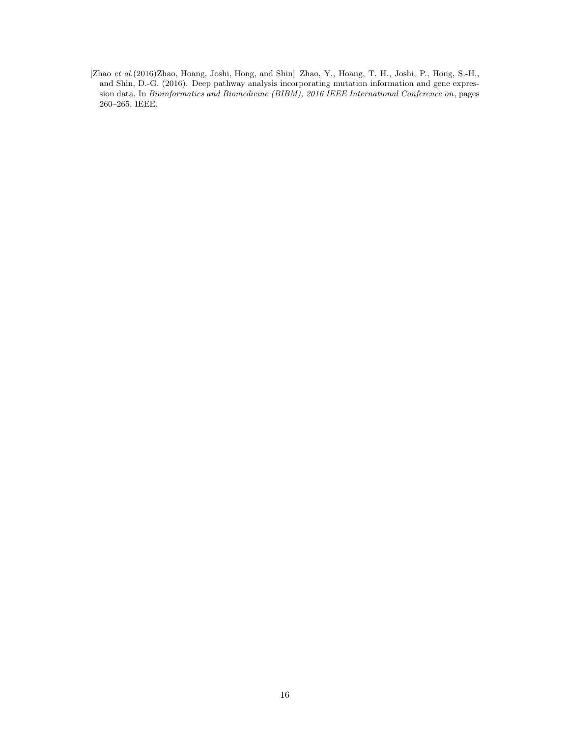[Zhao *et al.*(2016)Zhao, Hoang, Joshi, Hong, and Shin] Zhao, Y., Hoang, T. H., Joshi, P., Hong, S.-H., and Shin, D.-G. (2016). Deep pathway analysis incorporating mutation information and gene expression data. In *Bioinformatics and Biomedicine (BIBM), 2016 IEEE International Conference on*, pages 260–265. IEEE.